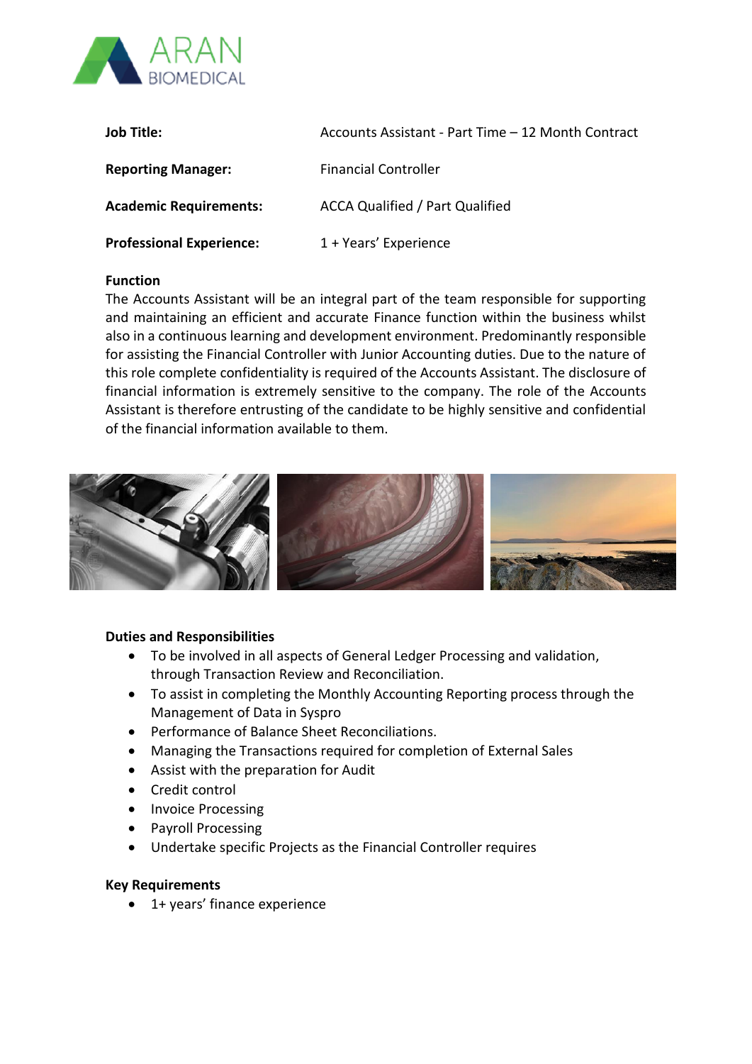| | |
|---|---|
| **Job Title:** | Accounts Assistant - Part Time – 12 Month Contract |
| **Reporting Manager:** | Financial Controller |
| **Academic Requirements:** | ACCA Qualified / Part Qualified |
| **Professional Experience:** | 1 + Years' Experience |

**Function**

The Accounts Assistant will be an integral part of the team responsible for supporting and maintaining an efficient and accurate Finance function within the business whilst also in a continuous learning and development environment. Predominantly responsible for assisting the Financial Controller with Junior Accounting duties. Due to the nature of this role complete confidentiality is required of the Accounts Assistant. The disclosure of financial information is extremely sensitive to the company. The role of the Accounts Assistant is therefore entrusting of the candidate to be highly sensitive and confidential of the financial information available to them.

**Duties and Responsibilities**

- To be involved in all aspects of General Ledger Processing and validation, through Transaction Review and Reconciliation.
- To assist in completing the Monthly Accounting Reporting process through the Management of Data in Syspro
- Performance of Balance Sheet Reconciliations.
- Managing the Transactions required for completion of External Sales
- Assist with the preparation for Audit
- Credit control
- Invoice Processing
- Payroll Processing
- Undertake specific Projects as the Financial Controller requires

**Key Requirements**

- 1+ years' finance experience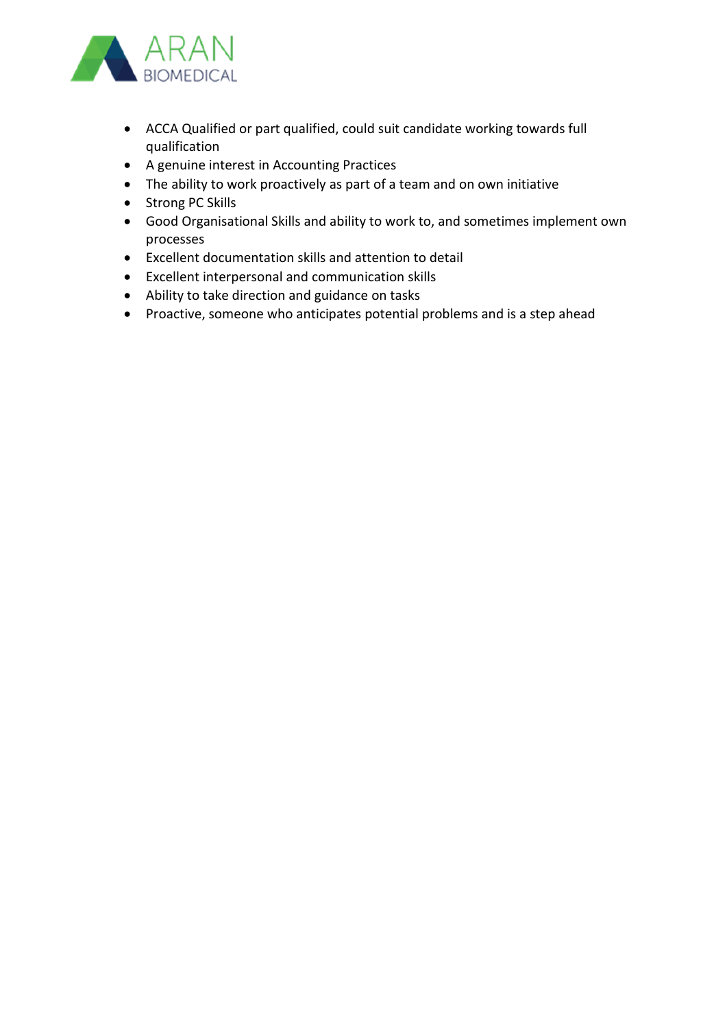- ACCA Qualified or part qualified, could suit candidate working towards full qualification
- A genuine interest in Accounting Practices
- The ability to work proactively as part of a team and on own initiative
- Strong PC Skills
- Good Organisational Skills and ability to work to, and sometimes implement own processes
- Excellent documentation skills and attention to detail
- Excellent interpersonal and communication skills
- Ability to take direction and guidance on tasks
- Proactive, someone who anticipates potential problems and is a step ahead